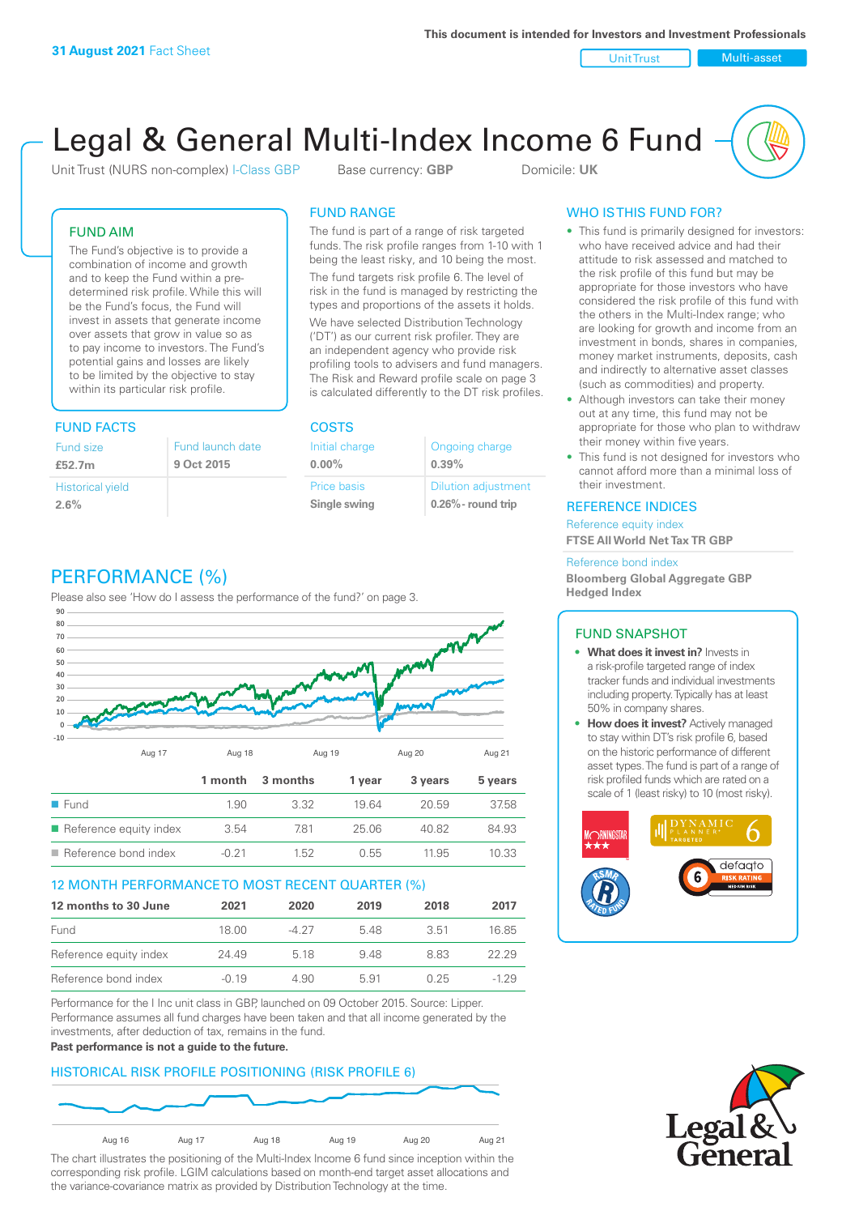**31 August 2021** Fact Sheet

**This document is intended for Investors and Investment Professionals**

Unit Trust | Multi-asset

# Legal & General Multi-Index Income 6 Fund

Unit Trust (NURS non-complex) I-Class GBP    Base currency: **GBP**    Domicile: **UK**

## FUND AIM

The Fund's objective is to provide a combination of income and growth and to keep the Fund within a pre-determined risk profile. While this will be the Fund's focus, the Fund will invest in assets that generate income over assets that grow in value so as to pay income to investors. The Fund's potential gains and losses are likely to be limited by the objective to stay within its particular risk profile.

## FUND FACTS

| Fund size | Fund launch date |
|---|---|
| **£52.7m** | **9 Oct 2015** |
| Historical yield | |
| **2.6%** | |

## FUND RANGE

The fund is part of a range of risk targeted funds. The risk profile ranges from 1-10 with 1 being the least risky, and 10 being the most.

The fund targets risk profile 6. The level of risk in the fund is managed by restricting the types and proportions of the assets it holds.

We have selected Distribution Technology ('DT') as our current risk profiler. They are an independent agency who provide risk profiling tools to advisers and fund managers. The Risk and Reward profile scale on page 3 is calculated differently to the DT risk profiles.

## COSTS

| Initial charge | Ongoing charge |
|---|---|
| **0.00%** | **0.39%** |
| Price basis | Dilution adjustment |
| **Single swing** | **0.26%- round trip** |

## WHO IS THIS FUND FOR?

- This fund is primarily designed for investors: who have received advice and had their attitude to risk assessed and matched to the risk profile of this fund but may be appropriate for those investors who have considered the risk profile of this fund with the others in the Multi-Index range; who are looking for growth and income from an investment in bonds, shares in companies, money market instruments, deposits, cash and indirectly to alternative asset classes (such as commodities) and property.
- Although investors can take their money out at any time, this fund may not be appropriate for those who plan to withdraw their money within five years.
- This fund is not designed for investors who cannot afford more than a minimal loss of their investment.

## REFERENCE INDICES

Reference equity index
**FTSE All World Net Tax TR GBP**

Reference bond index
**Bloomberg Global Aggregate GBP Hedged Index**

## PERFORMANCE (%)

Please also see 'How do I assess the performance of the fund?' on page 3.

| | 1 month | 3 months | 1 year | 3 years | 5 years |
|---|---|---|---|---|---|
| Fund | 1.90 | 3.32 | 19.64 | 20.59 | 37.58 |
| Reference equity index | 3.54 | 7.81 | 25.06 | 40.82 | 84.93 |
| Reference bond index | -0.21 | 1.52 | 0.55 | 11.95 | 10.33 |

## 12 MONTH PERFORMANCE TO MOST RECENT QUARTER (%)

| 12 months to 30 June | 2021 | 2020 | 2019 | 2018 | 2017 |
|---|---|---|---|---|---|
| Fund | 18.00 | -4.27 | 5.48 | 3.51 | 16.85 |
| Reference equity index | 24.49 | 5.18 | 9.48 | 8.83 | 22.29 |
| Reference bond index | -0.19 | 4.90 | 5.91 | 0.25 | -1.29 |

Performance for the I Inc unit class in GBP, launched on 09 October 2015. Source: Lipper. Performance assumes all fund charges have been taken and that all income generated by the investments, after deduction of tax, remains in the fund.

**Past performance is not a guide to the future.**

## HISTORICAL RISK PROFILE POSITIONING (RISK PROFILE 6)

The chart illustrates the positioning of the Multi-Index Income 6 fund since inception within the corresponding risk profile. LGIM calculations based on month-end target asset allocations and the variance-covariance matrix as provided by Distribution Technology at the time.

## FUND SNAPSHOT

- **What does it invest in?** Invests in a risk-profile targeted range of index tracker funds and individual investments including property. Typically has at least 50% in company shares.
- **How does it invest?** Actively managed to stay within DT's risk profile 6, based on the historic performance of different asset types. The fund is part of a range of risk profiled funds which are rated on a scale of 1 (least risky) to 10 (most risky).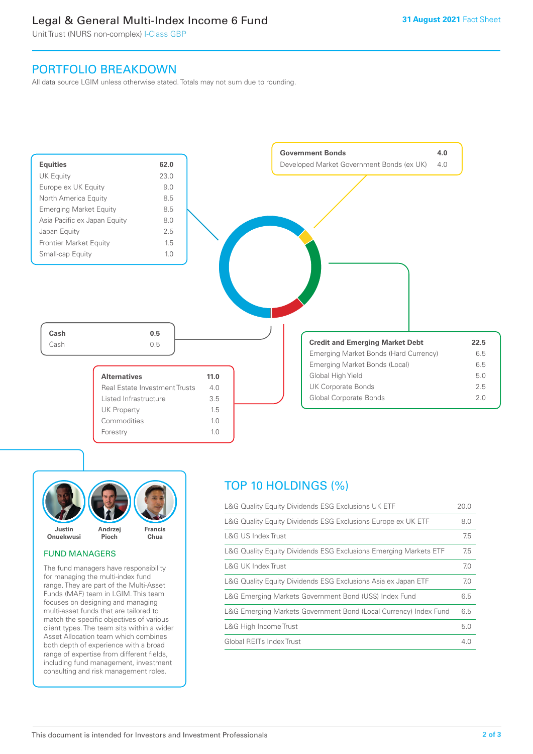# Legal & General Multi-Index Income 6 Fund

Unit Trust (NURS non-complex) I-Class GBP

31 August 2021 Fact Sheet

## PORTFOLIO BREAKDOWN

All data source LGIM unless otherwise stated. Totals may not sum due to rounding.

| **Equities** | **62.0** |
|---|---|
| UK Equity | 23.0 |
| Europe ex UK Equity | 9.0 |
| North America Equity | 8.5 |
| Emerging Market Equity | 8.5 |
| Asia Pacific ex Japan Equity | 8.0 |
| Japan Equity | 2.5 |
| Frontier Market Equity | 1.5 |
| Small-cap Equity | 1.0 |

| **Government Bonds** | **4.0** |
|---|---|
| Developed Market Government Bonds (ex UK) | 4.0 |

| **Cash** | **0.5** |
|---|---|
| Cash | 0.5 |

| **Credit and Emerging Market Debt** | **22.5** |
|---|---|
| Emerging Market Bonds (Hard Currency) | 6.5 |
| Emerging Market Bonds (Local) | 6.5 |
| Global High Yield | 5.0 |
| UK Corporate Bonds | 2.5 |
| Global Corporate Bonds | 2.0 |

| **Alternatives** | **11.0** |
|---|---|
| Real Estate Investment Trusts | 4.0 |
| Listed Infrastructure | 3.5 |
| UK Property | 1.5 |
| Commodities | 1.0 |
| Forestry | 1.0 |

Justin Onuekwusi | Andrzej Pioch | Francis Chua

### FUND MANAGERS

The fund managers have responsibility for managing the multi-index fund range. They are part of the Multi-Asset Funds (MAF) team in LGIM. This team focuses on designing and managing multi-asset funds that are tailored to match the specific objectives of various client types. The team sits within a wider Asset Allocation team which combines both depth of experience with a broad range of expertise from different fields, including fund management, investment consulting and risk management roles.

## TOP 10 HOLDINGS (%)

| Holding | % |
|---|---|
| L&G Quality Equity Dividends ESG Exclusions UK ETF | 20.0 |
| L&G Quality Equity Dividends ESG Exclusions Europe ex UK ETF | 8.0 |
| L&G US Index Trust | 7.5 |
| L&G Quality Equity Dividends ESG Exclusions Emerging Markets ETF | 7.5 |
| L&G UK Index Trust | 7.0 |
| L&G Quality Equity Dividends ESG Exclusions Asia ex Japan ETF | 7.0 |
| L&G Emerging Markets Government Bond (US$) Index Fund | 6.5 |
| L&G Emerging Markets Government Bond (Local Currency) Index Fund | 6.5 |
| L&G High Income Trust | 5.0 |
| Global REITs Index Trust | 4.0 |

This document is intended for Investors and Investment Professionals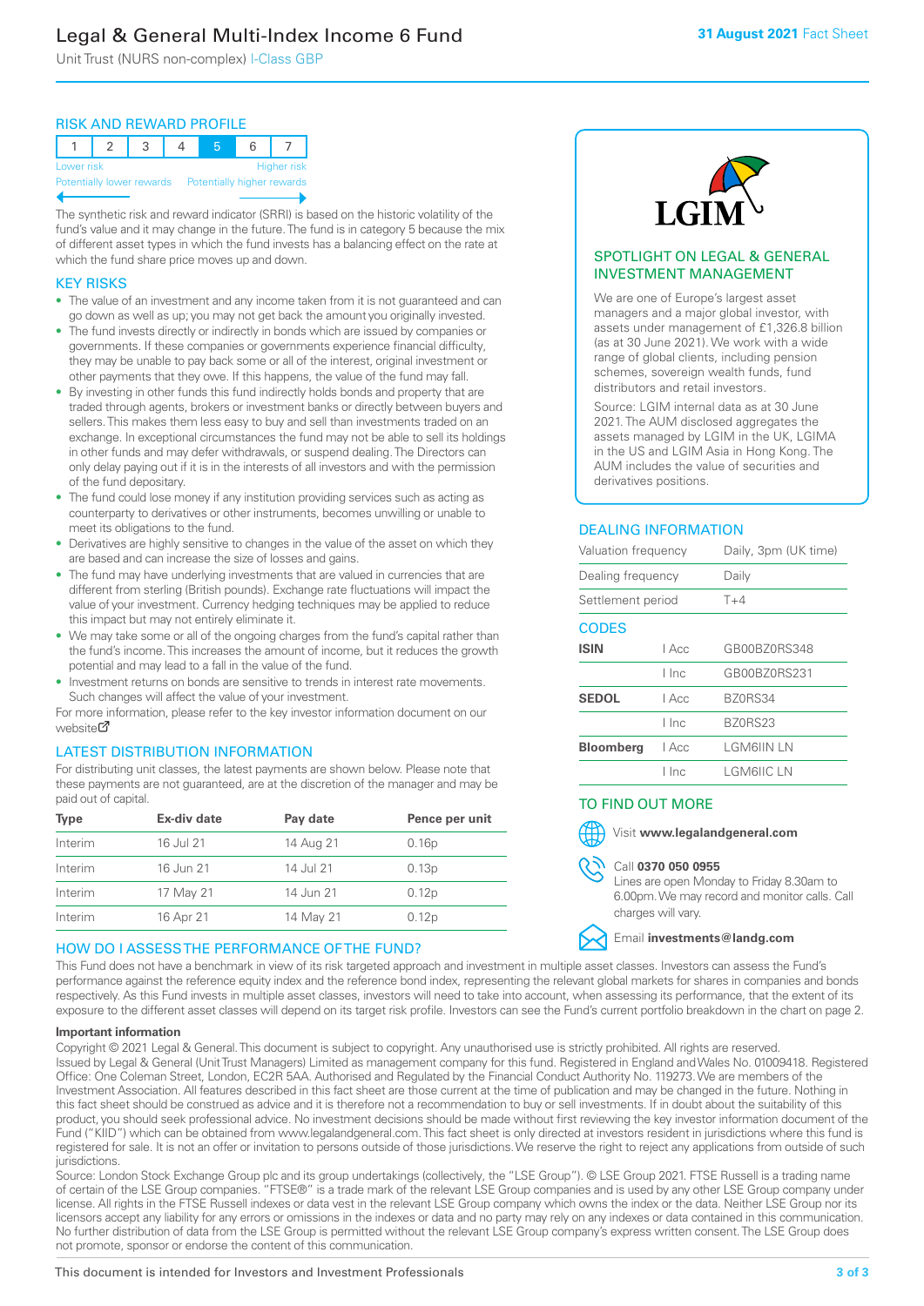# Legal & General Multi-Index Income 6 Fund

Unit Trust (NURS non-complex) I-Class GBP

**31 August 2021** Fact Sheet

## RISK AND REWARD PROFILE

| 1 | 2 | 3 | 4 | 5 | 6 | 7 |
|---|---|---|---|---|---|---|

Lower risk — Higher risk

Potentially lower rewards — Potentially higher rewards

The synthetic risk and reward indicator (SRRI) is based on the historic volatility of the fund's value and it may change in the future. The fund is in category 5 because the mix of different asset types in which the fund invests has a balancing effect on the rate at which the fund share price moves up and down.

## KEY RISKS

- The value of an investment and any income taken from it is not guaranteed and can go down as well as up; you may not get back the amount you originally invested.
- The fund invests directly or indirectly in bonds which are issued by companies or governments. If these companies or governments experience financial difficulty, they may be unable to pay back some or all of the interest, original investment or other payments that they owe. If this happens, the value of the fund may fall.
- By investing in other funds this fund indirectly holds bonds and property that are traded through agents, brokers or investment banks or directly between buyers and sellers. This makes them less easy to buy and sell than investments traded on an exchange. In exceptional circumstances the fund may not be able to sell its holdings in other funds and may defer withdrawals, or suspend dealing. The Directors can only delay paying out if it is in the interests of all investors and with the permission of the fund depositary.
- The fund could lose money if any institution providing services such as acting as counterparty to derivatives or other instruments, becomes unwilling or unable to meet its obligations to the fund.
- Derivatives are highly sensitive to changes in the value of the asset on which they are based and can increase the size of losses and gains.
- The fund may have underlying investments that are valued in currencies that are different from sterling (British pounds). Exchange rate fluctuations will impact the value of your investment. Currency hedging techniques may be applied to reduce this impact but may not entirely eliminate it.
- We may take some or all of the ongoing charges from the fund's capital rather than the fund's income. This increases the amount of income, but it reduces the growth potential and may lead to a fall in the value of the fund.
- Investment returns on bonds are sensitive to trends in interest rate movements. Such changes will affect the value of your investment.

For more information, please refer to the key investor information document on our website

## LATEST DISTRIBUTION INFORMATION

For distributing unit classes, the latest payments are shown below. Please note that these payments are not guaranteed, are at the discretion of the manager and may be paid out of capital.

| Type | Ex-div date | Pay date | Pence per unit |
|---|---|---|---|
| Interim | 16 Jul 21 | 14 Aug 21 | 0.16p |
| Interim | 16 Jun 21 | 14 Jul 21 | 0.13p |
| Interim | 17 May 21 | 14 Jun 21 | 0.12p |
| Interim | 16 Apr 21 | 14 May 21 | 0.12p |

## SPOTLIGHT ON LEGAL & GENERAL INVESTMENT MANAGEMENT

We are one of Europe's largest asset managers and a major global investor, with assets under management of £1,326.8 billion (as at 30 June 2021). We work with a wide range of global clients, including pension schemes, sovereign wealth funds, fund distributors and retail investors.

Source: LGIM internal data as at 30 June 2021. The AUM disclosed aggregates the assets managed by LGIM in the UK, LGIMA in the US and LGIM Asia in Hong Kong. The AUM includes the value of securities and derivatives positions.

## DEALING INFORMATION

| | |
|---|---|
| Valuation frequency | Daily, 3pm (UK time) |
| Dealing frequency | Daily |
| Settlement period | T+4 |

## CODES

| | | |
|---|---|---|
| **ISIN** | I Acc | GB00BZ0RS348 |
| | I Inc | GB00BZ0RS231 |
| **SEDOL** | I Acc | BZ0RS34 |
| | I Inc | BZ0RS23 |
| **Bloomberg** | I Acc | LGM6IIN LN |
| | I Inc | LGM6IIC LN |

## TO FIND OUT MORE

Visit **www.legalandgeneral.com**

Call **0370 050 0955**
Lines are open Monday to Friday 8.30am to 6.00pm. We may record and monitor calls. Call charges will vary.

Email **investments@landg.com**

## HOW DO I ASSESS THE PERFORMANCE OF THE FUND?

This Fund does not have a benchmark in view of its risk targeted approach and investment in multiple asset classes. Investors can assess the Fund's performance against the reference equity index and the reference bond index, representing the relevant global markets for shares in companies and bonds respectively. As this Fund invests in multiple asset classes, investors will need to take into account, when assessing its performance, that the extent of its exposure to the different asset classes will depend on its target risk profile. Investors can see the Fund's current portfolio breakdown in the chart on page 2.

### Important information

Copyright © 2021 Legal & General. This document is subject to copyright. Any unauthorised use is strictly prohibited. All rights are reserved. Issued by Legal & General (Unit Trust Managers) Limited as management company for this fund. Registered in England and Wales No. 01009418. Registered Office: One Coleman Street, London, EC2R 5AA. Authorised and Regulated by the Financial Conduct Authority No. 119273. We are members of the Investment Association. All features described in this fact sheet are those current at the time of publication and may be changed in the future. Nothing in this fact sheet should be construed as advice and it is therefore not a recommendation to buy or sell investments. If in doubt about the suitability of this product, you should seek professional advice. No investment decisions should be made without first reviewing the key investor information document of the Fund ("KIID") which can be obtained from www.legalandgeneral.com. This fact sheet is only directed at investors resident in jurisdictions where this fund is registered for sale. It is not an offer or invitation to persons outside of those jurisdictions. We reserve the right to reject any applications from outside of such jurisdictions.

Source: London Stock Exchange Group plc and its group undertakings (collectively, the "LSE Group"). © LSE Group 2021. FTSE Russell is a trading name of certain of the LSE Group companies. "FTSE®" is a trade mark of the relevant LSE Group companies and is used by any other LSE Group company under license. All rights in the FTSE Russell indexes or data vest in the relevant LSE Group company which owns the index or the data. Neither LSE Group nor its licensors accept any liability for any errors or omissions in the indexes or data and no party may rely on any indexes or data contained in this communication. No further distribution of data from the LSE Group is permitted without the relevant LSE Group company's express written consent. The LSE Group does not promote, sponsor or endorse the content of this communication.

This document is intended for Investors and Investment Professionals